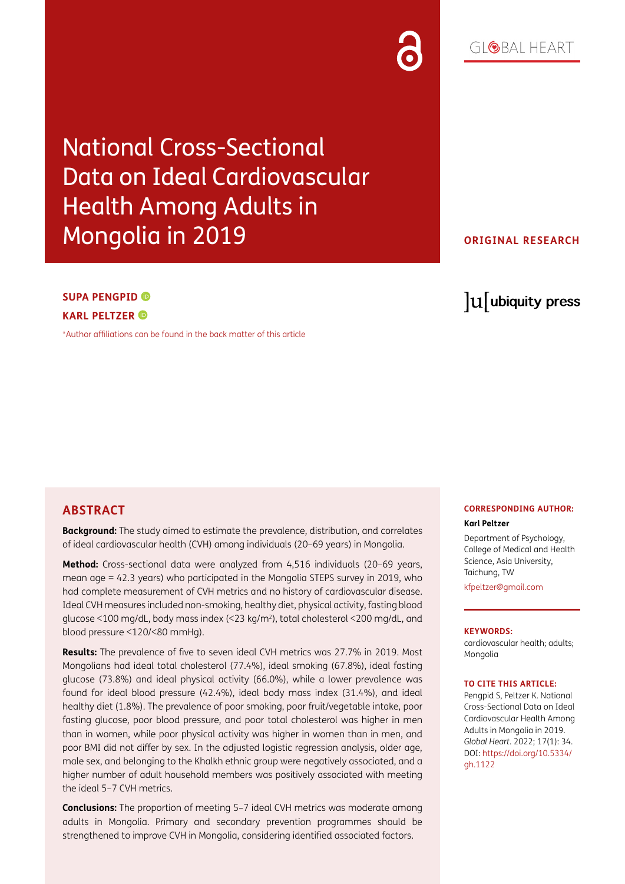GLOBAL HEART

# National Cross-Sectional Data on Ideal Cardiovascular Health Among Adults in Mongolia in 2019

**ORIGINAL RESEARCH**

**SUPA PENGPID**

**KARL PELTZER**

*Author affiliations can be found in the back matter of this article

ubiquity press

## ABSTRACT

**Background:** The study aimed to estimate the prevalence, distribution, and correlates of ideal cardiovascular health (CVH) among individuals (20–69 years) in Mongolia.

**Method:** Cross-sectional data were analyzed from 4,516 individuals (20–69 years, mean age = 42.3 years) who participated in the Mongolia STEPS survey in 2019, who had complete measurement of CVH metrics and no history of cardiovascular disease. Ideal CVH measures included non-smoking, healthy diet, physical activity, fasting blood glucose <100 mg/dL, body mass index (<23 kg/m$^2$), total cholesterol <200 mg/dL, and blood pressure <120/<80 mmHg).

**Results:** The prevalence of five to seven ideal CVH metrics was 27.7% in 2019. Most Mongolians had ideal total cholesterol (77.4%), ideal smoking (67.8%), ideal fasting glucose (73.8%) and ideal physical activity (66.0%), while a lower prevalence was found for ideal blood pressure (42.4%), ideal body mass index (31.4%), and ideal healthy diet (1.8%). The prevalence of poor smoking, poor fruit/vegetable intake, poor fasting glucose, poor blood pressure, and poor total cholesterol was higher in men than in women, while poor physical activity was higher in women than in men, and poor BMI did not differ by sex. In the adjusted logistic regression analysis, older age, male sex, and belonging to the Khalkh ethnic group were negatively associated, and a higher number of adult household members was positively associated with meeting the ideal 5–7 CVH metrics.

**Conclusions:** The proportion of meeting 5–7 ideal CVH metrics was moderate among adults in Mongolia. Primary and secondary prevention programmes should be strengthened to improve CVH in Mongolia, considering identified associated factors.

**CORRESPONDING AUTHOR:**

**Karl Peltzer**

Department of Psychology, College of Medical and Health Science, Asia University, Taichung, TW

kfpeltzer@gmail.com

**KEYWORDS:**

cardiovascular health; adults; Mongolia

**TO CITE THIS ARTICLE:**

Pengpid S, Peltzer K. National Cross-Sectional Data on Ideal Cardiovascular Health Among Adults in Mongolia in 2019. *Global Heart*. 2022; 17(1): 34. DOI: https://doi.org/10.5334/gh.1122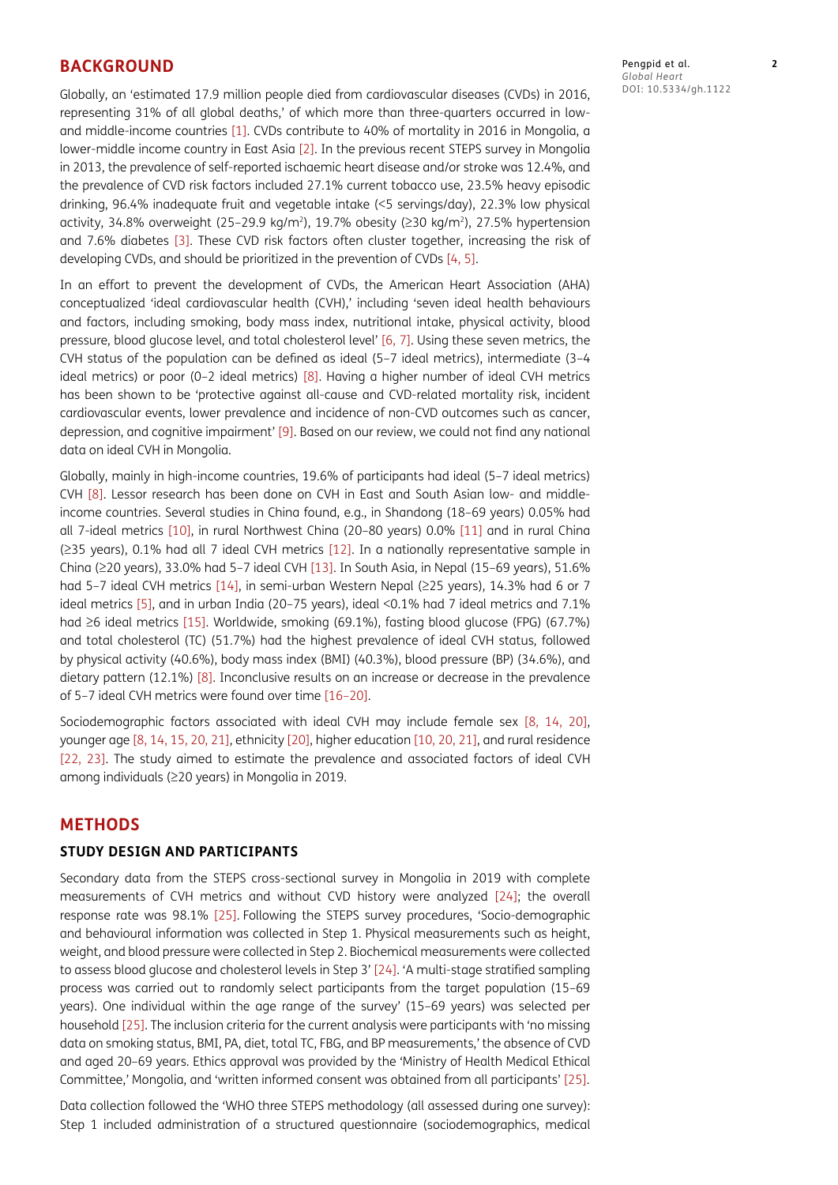## BACKGROUND

Globally, an 'estimated 17.9 million people died from cardiovascular diseases (CVDs) in 2016, representing 31% of all global deaths,' of which more than three-quarters occurred in low- and middle-income countries [1]. CVDs contribute to 40% of mortality in 2016 in Mongolia, a lower-middle income country in East Asia [2]. In the previous recent STEPS survey in Mongolia in 2013, the prevalence of self-reported ischaemic heart disease and/or stroke was 12.4%, and the prevalence of CVD risk factors included 27.1% current tobacco use, 23.5% heavy episodic drinking, 96.4% inadequate fruit and vegetable intake (<5 servings/day), 22.3% low physical activity, 34.8% overweight (25–29.9 kg/m$^2$), 19.7% obesity (≥30 kg/m$^2$), 27.5% hypertension and 7.6% diabetes [3]. These CVD risk factors often cluster together, increasing the risk of developing CVDs, and should be prioritized in the prevention of CVDs [4, 5].

In an effort to prevent the development of CVDs, the American Heart Association (AHA) conceptualized 'ideal cardiovascular health (CVH),' including 'seven ideal health behaviours and factors, including smoking, body mass index, nutritional intake, physical activity, blood pressure, blood glucose level, and total cholesterol level' [6, 7]. Using these seven metrics, the CVH status of the population can be defined as ideal (5–7 ideal metrics), intermediate (3–4 ideal metrics) or poor (0–2 ideal metrics) [8]. Having a higher number of ideal CVH metrics has been shown to be 'protective against all-cause and CVD-related mortality risk, incident cardiovascular events, lower prevalence and incidence of non-CVD outcomes such as cancer, depression, and cognitive impairment' [9]. Based on our review, we could not find any national data on ideal CVH in Mongolia.

Globally, mainly in high-income countries, 19.6% of participants had ideal (5–7 ideal metrics) CVH [8]. Lessor research has been done on CVH in East and South Asian low- and middle-income countries. Several studies in China found, e.g., in Shandong (18–69 years) 0.05% had all 7-ideal metrics [10], in rural Northwest China (20–80 years) 0.0% [11] and in rural China (≥35 years), 0.1% had all 7 ideal CVH metrics [12]. In a nationally representative sample in China (≥20 years), 33.0% had 5–7 ideal CVH [13]. In South Asia, in Nepal (15–69 years), 51.6% had 5–7 ideal CVH metrics [14], in semi-urban Western Nepal (≥25 years), 14.3% had 6 or 7 ideal metrics [5], and in urban India (20–75 years), ideal <0.1% had 7 ideal metrics and 7.1% had ≥6 ideal metrics [15]. Worldwide, smoking (69.1%), fasting blood glucose (FPG) (67.7%) and total cholesterol (TC) (51.7%) had the highest prevalence of ideal CVH status, followed by physical activity (40.6%), body mass index (BMI) (40.3%), blood pressure (BP) (34.6%), and dietary pattern (12.1%) [8]. Inconclusive results on an increase or decrease in the prevalence of 5–7 ideal CVH metrics were found over time [16–20].

Sociodemographic factors associated with ideal CVH may include female sex [8, 14, 20], younger age [8, 14, 15, 20, 21], ethnicity [20], higher education [10, 20, 21], and rural residence [22, 23]. The study aimed to estimate the prevalence and associated factors of ideal CVH among individuals (≥20 years) in Mongolia in 2019.

## METHODS

### STUDY DESIGN AND PARTICIPANTS

Secondary data from the STEPS cross-sectional survey in Mongolia in 2019 with complete measurements of CVH metrics and without CVD history were analyzed [24]; the overall response rate was 98.1% [25]. Following the STEPS survey procedures, 'Socio-demographic and behavioural information was collected in Step 1. Physical measurements such as height, weight, and blood pressure were collected in Step 2. Biochemical measurements were collected to assess blood glucose and cholesterol levels in Step 3' [24]. 'A multi-stage stratified sampling process was carried out to randomly select participants from the target population (15–69 years). One individual within the age range of the survey' (15–69 years) was selected per household [25]. The inclusion criteria for the current analysis were participants with 'no missing data on smoking status, BMI, PA, diet, total TC, FBG, and BP measurements,' the absence of CVD and aged 20–69 years. Ethics approval was provided by the 'Ministry of Health Medical Ethical Committee,' Mongolia, and 'written informed consent was obtained from all participants' [25].

Data collection followed the 'WHO three STEPS methodology (all assessed during one survey): Step 1 included administration of a structured questionnaire (sociodemographics, medical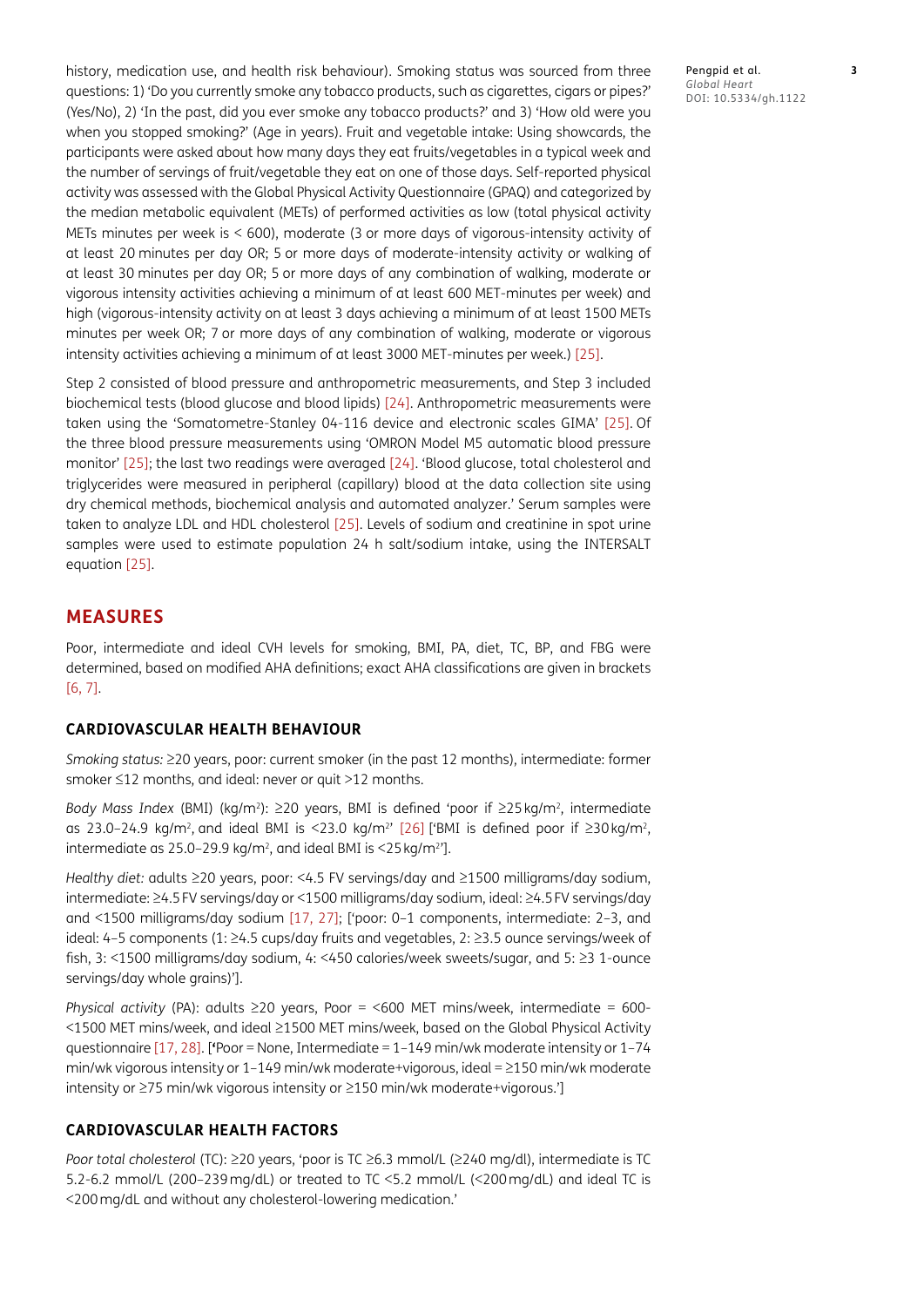history, medication use, and health risk behaviour). Smoking status was sourced from three questions: 1) 'Do you currently smoke any tobacco products, such as cigarettes, cigars or pipes?' (Yes/No), 2) 'In the past, did you ever smoke any tobacco products?' and 3) 'How old were you when you stopped smoking?' (Age in years). Fruit and vegetable intake: Using showcards, the participants were asked about how many days they eat fruits/vegetables in a typical week and the number of servings of fruit/vegetable they eat on one of those days. Self-reported physical activity was assessed with the Global Physical Activity Questionnaire (GPAQ) and categorized by the median metabolic equivalent (METs) of performed activities as low (total physical activity METs minutes per week is < 600), moderate (3 or more days of vigorous-intensity activity of at least 20 minutes per day OR; 5 or more days of moderate-intensity activity or walking of at least 30 minutes per day OR; 5 or more days of any combination of walking, moderate or vigorous intensity activities achieving a minimum of at least 600 MET-minutes per week) and high (vigorous-intensity activity on at least 3 days achieving a minimum of at least 1500 METs minutes per week OR; 7 or more days of any combination of walking, moderate or vigorous intensity activities achieving a minimum of at least 3000 MET-minutes per week.) [25].

Step 2 consisted of blood pressure and anthropometric measurements, and Step 3 included biochemical tests (blood glucose and blood lipids) [24]. Anthropometric measurements were taken using the 'Somatometre-Stanley 04-116 device and electronic scales GIMA' [25]. Of the three blood pressure measurements using 'OMRON Model M5 automatic blood pressure monitor' [25]; the last two readings were averaged [24]. 'Blood glucose, total cholesterol and triglycerides were measured in peripheral (capillary) blood at the data collection site using dry chemical methods, biochemical analysis and automated analyzer.' Serum samples were taken to analyze LDL and HDL cholesterol [25]. Levels of sodium and creatinine in spot urine samples were used to estimate population 24 h salt/sodium intake, using the INTERSALT equation [25].

## MEASURES

Poor, intermediate and ideal CVH levels for smoking, BMI, PA, diet, TC, BP, and FBG were determined, based on modified AHA definitions; exact AHA classifications are given in brackets [6, 7].

### CARDIOVASCULAR HEALTH BEHAVIOUR

*Smoking status:* ≥20 years, poor: current smoker (in the past 12 months), intermediate: former smoker ≤12 months, and ideal: never or quit >12 months.

*Body Mass Index* (BMI) (kg/m$^2$): ≥20 years, BMI is defined 'poor if ≥25 kg/m$^2$, intermediate as 23.0–24.9 kg/m$^2$, and ideal BMI is <23.0 kg/m$^2$' [26] ['BMI is defined poor if ≥30 kg/m$^2$, intermediate as 25.0–29.9 kg/m$^2$, and ideal BMI is <25 kg/m$^2$'].

*Healthy diet:* adults ≥20 years, poor: <4.5 FV servings/day and ≥1500 milligrams/day sodium, intermediate: ≥4.5 FV servings/day or <1500 milligrams/day sodium, ideal: ≥4.5 FV servings/day and <1500 milligrams/day sodium [17, 27]; ['poor: 0–1 components, intermediate: 2–3, and ideal: 4–5 components (1: ≥4.5 cups/day fruits and vegetables, 2: ≥3.5 ounce servings/week of fish, 3: <1500 milligrams/day sodium, 4: <450 calories/week sweets/sugar, and 5: ≥3 1-ounce servings/day whole grains)'].

*Physical activity* (PA): adults ≥20 years, Poor = <600 MET mins/week, intermediate = 600-<1500 MET mins/week, and ideal ≥1500 MET mins/week, based on the Global Physical Activity questionnaire [17, 28]. ['Poor = None, Intermediate = 1–149 min/wk moderate intensity or 1–74 min/wk vigorous intensity or 1–149 min/wk moderate+vigorous, ideal = ≥150 min/wk moderate intensity or ≥75 min/wk vigorous intensity or ≥150 min/wk moderate+vigorous.']

### CARDIOVASCULAR HEALTH FACTORS

*Poor total cholesterol* (TC): ≥20 years, 'poor is TC ≥6.3 mmol/L (≥240 mg/dl), intermediate is TC 5.2-6.2 mmol/L (200–239 mg/dL) or treated to TC <5.2 mmol/L (<200 mg/dL) and ideal TC is <200 mg/dL and without any cholesterol-lowering medication.'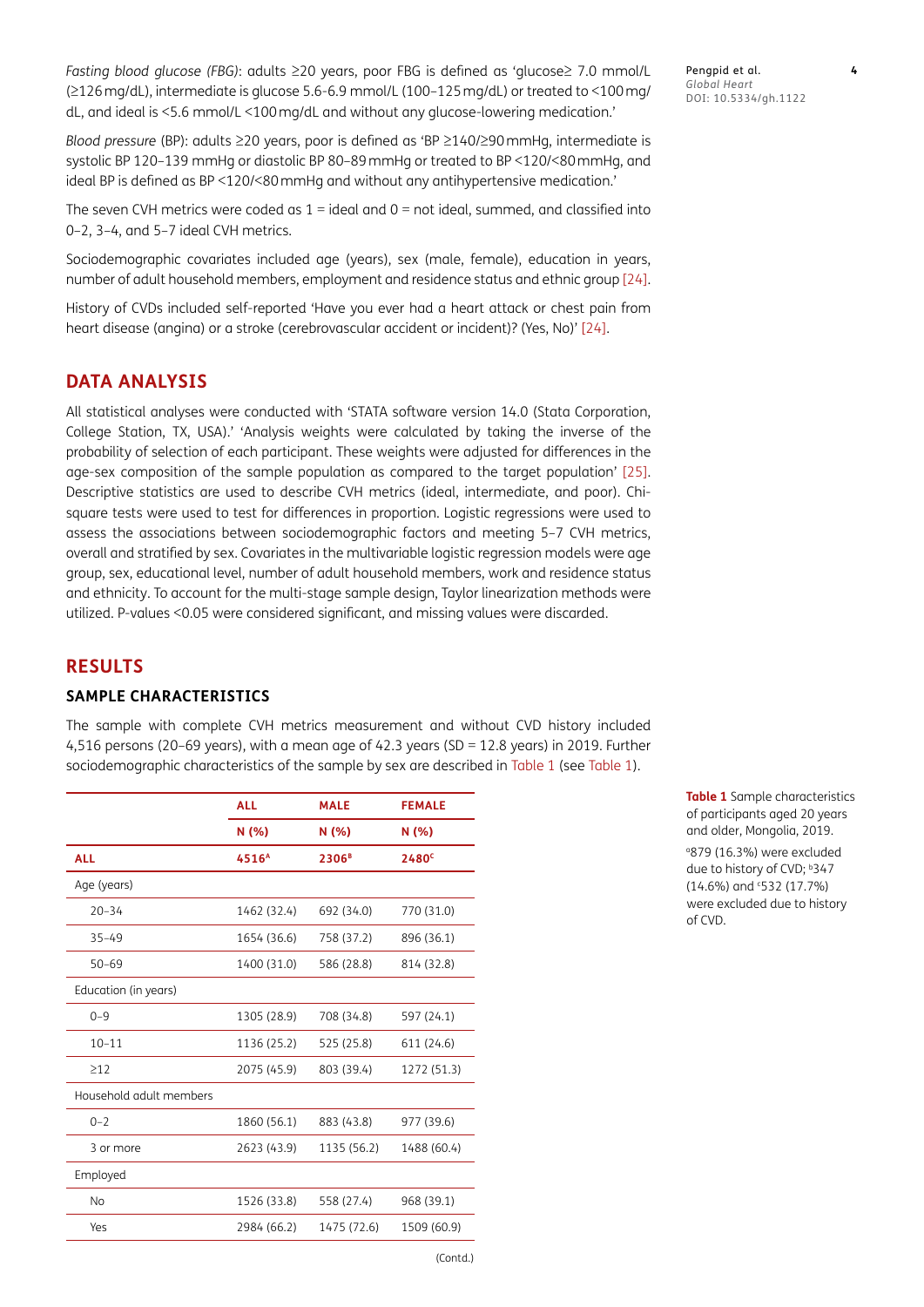*Fasting blood glucose (FBG)*: adults ≥20 years, poor FBG is defined as 'glucose≥ 7.0 mmol/L (≥126 mg/dL), intermediate is glucose 5.6-6.9 mmol/L (100–125 mg/dL) or treated to <100 mg/dL, and ideal is <5.6 mmol/L <100 mg/dL and without any glucose-lowering medication.'

*Blood pressure* (BP): adults ≥20 years, poor is defined as 'BP ≥140/≥90 mmHg, intermediate is systolic BP 120–139 mmHg or diastolic BP 80–89 mmHg or treated to BP <120/<80 mmHg, and ideal BP is defined as BP <120/<80 mmHg and without any antihypertensive medication.'

The seven CVH metrics were coded as 1 = ideal and 0 = not ideal, summed, and classified into 0–2, 3–4, and 5–7 ideal CVH metrics.

Sociodemographic covariates included age (years), sex (male, female), education in years, number of adult household members, employment and residence status and ethnic group [24].

History of CVDs included self-reported 'Have you ever had a heart attack or chest pain from heart disease (angina) or a stroke (cerebrovascular accident or incident)? (Yes, No)' [24].

## DATA ANALYSIS

All statistical analyses were conducted with 'STATA software version 14.0 (Stata Corporation, College Station, TX, USA).' 'Analysis weights were calculated by taking the inverse of the probability of selection of each participant. These weights were adjusted for differences in the age-sex composition of the sample population as compared to the target population' [25]. Descriptive statistics are used to describe CVH metrics (ideal, intermediate, and poor). Chi-square tests were used to test for differences in proportion. Logistic regressions were used to assess the associations between sociodemographic factors and meeting 5–7 CVH metrics, overall and stratified by sex. Covariates in the multivariable logistic regression models were age group, sex, educational level, number of adult household members, work and residence status and ethnicity. To account for the multi-stage sample design, Taylor linearization methods were utilized. P-values <0.05 were considered significant, and missing values were discarded.

## RESULTS

### SAMPLE CHARACTERISTICS

The sample with complete CVH metrics measurement and without CVD history included 4,516 persons (20–69 years), with a mean age of 42.3 years (SD = 12.8 years) in 2019. Further sociodemographic characteristics of the sample by sex are described in Table 1 (see Table 1).

**Table 1** Sample characteristics of participants aged 20 years and older, Mongolia, 2019.

| | ALL | MALE | FEMALE |
|---|---|---|---|
| | N (%) | N (%) | N (%) |
| ALL | 4516[A] | 2306[B] | 2480[C] |
| Age (years) | | | |
| 20–34 | 1462 (32.4) | 692 (34.0) | 770 (31.0) |
| 35–49 | 1654 (36.6) | 758 (37.2) | 896 (36.1) |
| 50–69 | 1400 (31.0) | 586 (28.8) | 814 (32.8) |
| Education (in years) | | | |
| 0–9 | 1305 (28.9) | 708 (34.8) | 597 (24.1) |
| 10–11 | 1136 (25.2) | 525 (25.8) | 611 (24.6) |
| ≥12 | 2075 (45.9) | 803 (39.4) | 1272 (51.3) |
| Household adult members | | | |
| 0–2 | 1860 (56.1) | 883 (43.8) | 977 (39.6) |
| 3 or more | 2623 (43.9) | 1135 (56.2) | 1488 (60.4) |
| Employed | | | |
| No | 1526 (33.8) | 558 (27.4) | 968 (39.1) |
| Yes | 2984 (66.2) | 1475 (72.6) | 1509 (60.9) |

(Contd.)

[a]879 (16.3%) were excluded due to history of CVD; [b]347 (14.6%) and [c]532 (17.7%) were excluded due to history of CVD.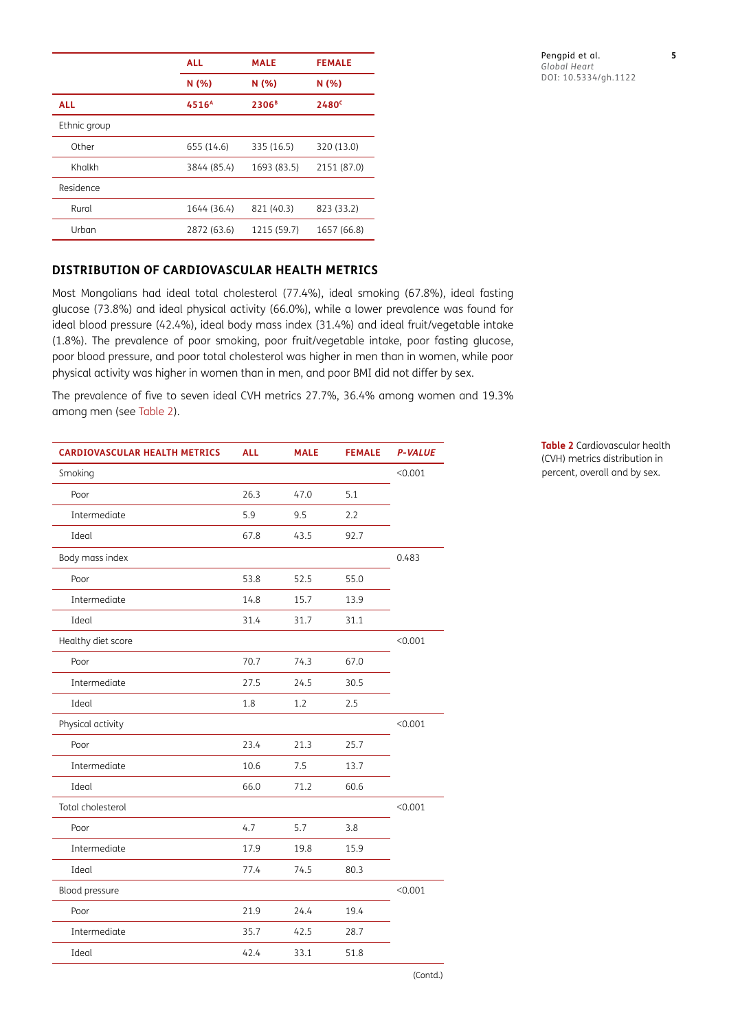| | ALL | MALE | FEMALE |
|---|---|---|---|
| | N (%) | N (%) | N (%) |
| **ALL** | **4516**[A] | **2306**[B] | **2480**[C] |
| Ethnic group | | | |
| Other | 655 (14.6) | 335 (16.5) | 320 (13.0) |
| Khalkh | 3844 (85.4) | 1693 (83.5) | 2151 (87.0) |
| Residence | | | |
| Rural | 1644 (36.4) | 821 (40.3) | 823 (33.2) |
| Urban | 2872 (63.6) | 1215 (59.7) | 1657 (66.8) |

## DISTRIBUTION OF CARDIOVASCULAR HEALTH METRICS

Most Mongolians had ideal total cholesterol (77.4%), ideal smoking (67.8%), ideal fasting glucose (73.8%) and ideal physical activity (66.0%), while a lower prevalence was found for ideal blood pressure (42.4%), ideal body mass index (31.4%) and ideal fruit/vegetable intake (1.8%). The prevalence of poor smoking, poor fruit/vegetable intake, poor fasting glucose, poor blood pressure, and poor total cholesterol was higher in men than in women, while poor physical activity was higher in women than in men, and poor BMI did not differ by sex.

The prevalence of five to seven ideal CVH metrics 27.7%, 36.4% among women and 19.3% among men (see Table 2).

| CARDIOVASCULAR HEALTH METRICS | ALL | MALE | FEMALE | *P-VALUE* |
|---|---|---|---|---|
| Smoking | | | | <0.001 |
| Poor | 26.3 | 47.0 | 5.1 | |
| Intermediate | 5.9 | 9.5 | 2.2 | |
| Ideal | 67.8 | 43.5 | 92.7 | |
| Body mass index | | | | 0.483 |
| Poor | 53.8 | 52.5 | 55.0 | |
| Intermediate | 14.8 | 15.7 | 13.9 | |
| Ideal | 31.4 | 31.7 | 31.1 | |
| Healthy diet score | | | | <0.001 |
| Poor | 70.7 | 74.3 | 67.0 | |
| Intermediate | 27.5 | 24.5 | 30.5 | |
| Ideal | 1.8 | 1.2 | 2.5 | |
| Physical activity | | | | <0.001 |
| Poor | 23.4 | 21.3 | 25.7 | |
| Intermediate | 10.6 | 7.5 | 13.7 | |
| Ideal | 66.0 | 71.2 | 60.6 | |
| Total cholesterol | | | | <0.001 |
| Poor | 4.7 | 5.7 | 3.8 | |
| Intermediate | 17.9 | 19.8 | 15.9 | |
| Ideal | 77.4 | 74.5 | 80.3 | |
| Blood pressure | | | | <0.001 |
| Poor | 21.9 | 24.4 | 19.4 | |
| Intermediate | 35.7 | 42.5 | 28.7 | |
| Ideal | 42.4 | 33.1 | 51.8 | |

(Contd.)

**Table 2** Cardiovascular health (CVH) metrics distribution in percent, overall and by sex.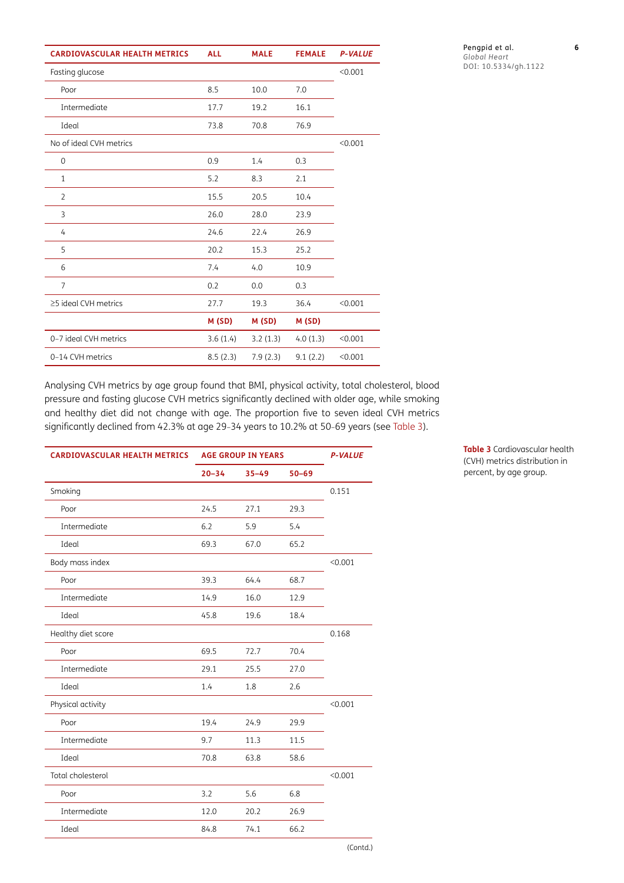| CARDIOVASCULAR HEALTH METRICS | ALL | MALE | FEMALE | *P-VALUE* |
|---|---|---|---|---|
| Fasting glucose | | | | <0.001 |
| Poor | 8.5 | 10.0 | 7.0 | |
| Intermediate | 17.7 | 19.2 | 16.1 | |
| Ideal | 73.8 | 70.8 | 76.9 | |
| No of ideal CVH metrics | | | | <0.001 |
| 0 | 0.9 | 1.4 | 0.3 | |
| 1 | 5.2 | 8.3 | 2.1 | |
| 2 | 15.5 | 20.5 | 10.4 | |
| 3 | 26.0 | 28.0 | 23.9 | |
| 4 | 24.6 | 22.4 | 26.9 | |
| 5 | 20.2 | 15.3 | 25.2 | |
| 6 | 7.4 | 4.0 | 10.9 | |
| 7 | 0.2 | 0.0 | 0.3 | |
| ≥5 ideal CVH metrics | 27.7 | 19.3 | 36.4 | <0.001 |
| | **M (SD)** | **M (SD)** | **M (SD)** | |
| 0–7 ideal CVH metrics | 3.6 (1.4) | 3.2 (1.3) | 4.0 (1.3) | <0.001 |
| 0–14 CVH metrics | 8.5 (2.3) | 7.9 (2.3) | 9.1 (2.2) | <0.001 |

Analysing CVH metrics by age group found that BMI, physical activity, total cholesterol, blood pressure and fasting glucose CVH metrics significantly declined with older age, while smoking and healthy diet did not change with age. The proportion five to seven ideal CVH metrics significantly declined from 42.3% at age 29-34 years to 10.2% at 50-69 years (see Table 3).

**Table 3** Cardiovascular health (CVH) metrics distribution in percent, by age group.

| CARDIOVASCULAR HEALTH METRICS | AGE GROUP IN YEARS | | | *P-VALUE* |
|---|---|---|---|---|
| | **20–34** | **35–49** | **50–69** | |
| Smoking | | | | 0.151 |
| Poor | 24.5 | 27.1 | 29.3 | |
| Intermediate | 6.2 | 5.9 | 5.4 | |
| Ideal | 69.3 | 67.0 | 65.2 | |
| Body mass index | | | | <0.001 |
| Poor | 39.3 | 64.4 | 68.7 | |
| Intermediate | 14.9 | 16.0 | 12.9 | |
| Ideal | 45.8 | 19.6 | 18.4 | |
| Healthy diet score | | | | 0.168 |
| Poor | 69.5 | 72.7 | 70.4 | |
| Intermediate | 29.1 | 25.5 | 27.0 | |
| Ideal | 1.4 | 1.8 | 2.6 | |
| Physical activity | | | | <0.001 |
| Poor | 19.4 | 24.9 | 29.9 | |
| Intermediate | 9.7 | 11.3 | 11.5 | |
| Ideal | 70.8 | 63.8 | 58.6 | |
| Total cholesterol | | | | <0.001 |
| Poor | 3.2 | 5.6 | 6.8 | |
| Intermediate | 12.0 | 20.2 | 26.9 | |
| Ideal | 84.8 | 74.1 | 66.2 | |

(Contd.)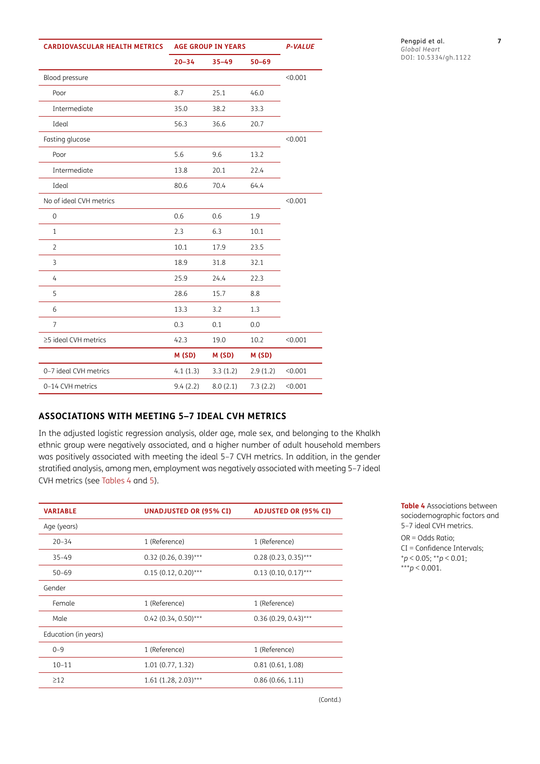| CARDIOVASCULAR HEALTH METRICS | AGE GROUP IN YEARS | | | P-VALUE |
|---|---|---|---|---|
| | 20–34 | 35–49 | 50–69 | |
| Blood pressure | | | | <0.001 |
| Poor | 8.7 | 25.1 | 46.0 | |
| Intermediate | 35.0 | 38.2 | 33.3 | |
| Ideal | 56.3 | 36.6 | 20.7 | |
| Fasting glucose | | | | <0.001 |
| Poor | 5.6 | 9.6 | 13.2 | |
| Intermediate | 13.8 | 20.1 | 22.4 | |
| Ideal | 80.6 | 70.4 | 64.4 | |
| No of ideal CVH metrics | | | | <0.001 |
| 0 | 0.6 | 0.6 | 1.9 | |
| 1 | 2.3 | 6.3 | 10.1 | |
| 2 | 10.1 | 17.9 | 23.5 | |
| 3 | 18.9 | 31.8 | 32.1 | |
| 4 | 25.9 | 24.4 | 22.3 | |
| 5 | 28.6 | 15.7 | 8.8 | |
| 6 | 13.3 | 3.2 | 1.3 | |
| 7 | 0.3 | 0.1 | 0.0 | |
| ≥5 ideal CVH metrics | 42.3 | 19.0 | 10.2 | <0.001 |
| | M (SD) | M (SD) | M (SD) | |
| 0–7 ideal CVH metrics | 4.1 (1.3) | 3.3 (1.2) | 2.9 (1.2) | <0.001 |
| 0–14 CVH metrics | 9.4 (2.2) | 8.0 (2.1) | 7.3 (2.2) | <0.001 |

## ASSOCIATIONS WITH MEETING 5–7 IDEAL CVH METRICS

In the adjusted logistic regression analysis, older age, male sex, and belonging to the Khalkh ethnic group were negatively associated, and a higher number of adult household members was positively associated with meeting the ideal 5–7 CVH metrics. In addition, in the gender stratified analysis, among men, employment was negatively associated with meeting 5–7 ideal CVH metrics (see Tables 4 and 5).

**Table 4** Associations between sociodemographic factors and 5–7 ideal CVH metrics.

OR = Odds Ratio;
CI = Confidence Intervals;
*$p < 0.05$; **$p < 0.01$;
***$p < 0.001$.

| VARIABLE | UNADJUSTED OR (95% CI) | ADJUSTED OR (95% CI) |
|---|---|---|
| Age (years) | | |
| 20–34 | 1 (Reference) | 1 (Reference) |
| 35–49 | 0.32 (0.26, 0.39)*** | 0.28 (0.23, 0.35)*** |
| 50–69 | 0.15 (0.12, 0.20)*** | 0.13 (0.10, 0.17)*** |
| Gender | | |
| Female | 1 (Reference) | 1 (Reference) |
| Male | 0.42 (0.34, 0.50)*** | 0.36 (0.29, 0.43)*** |
| Education (in years) | | |
| 0–9 | 1 (Reference) | 1 (Reference) |
| 10–11 | 1.01 (0.77, 1.32) | 0.81 (0.61, 1.08) |
| ≥12 | 1.61 (1.28, 2.03)*** | 0.86 (0.66, 1.11) |

(Contd.)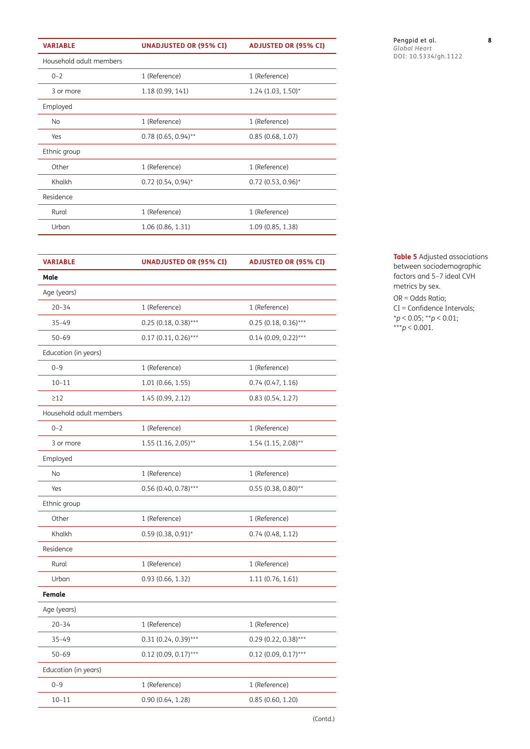| VARIABLE | UNADJUSTED OR (95% CI) | ADJUSTED OR (95% CI) |
|---|---|---|
| Household adult members | | |
| 0–2 | 1 (Reference) | 1 (Reference) |
| 3 or more | 1.18 (0.99, 141) | 1.24 (1.03, 1.50)* |
| Employed | | |
| No | 1 (Reference) | 1 (Reference) |
| Yes | 0.78 (0.65, 0.94)** | 0.85 (0.68, 1.07) |
| Ethnic group | | |
| Other | 1 (Reference) | 1 (Reference) |
| Khalkh | 0.72 (0.54, 0.94)* | 0.72 (0.53, 0.96)* |
| Residence | | |
| Rural | 1 (Reference) | 1 (Reference) |
| Urban | 1.06 (0.86, 1.31) | 1.09 (0.85, 1.38) |

**Table 5** Adjusted associations between sociodemographic factors and 5–7 ideal CVH metrics by sex.

OR = Odds Ratio;
CI = Confidence Intervals;
$^{*}p < 0.05$; $^{**}p < 0.01$; $^{***}p < 0.001$.

| VARIABLE | UNADJUSTED OR (95% CI) | ADJUSTED OR (95% CI) |
|---|---|---|
| **Male** | | |
| Age (years) | | |
| 20–34 | 1 (Reference) | 1 (Reference) |
| 35–49 | 0.25 (0.18, 0.38)*** | 0.25 (0.18, 0.36)*** |
| 50–69 | 0.17 (0.11, 0.26)*** | 0.14 (0.09, 0.22)*** |
| Education (in years) | | |
| 0–9 | 1 (Reference) | 1 (Reference) |
| 10–11 | 1.01 (0.66, 1.55) | 0.74 (0.47, 1.16) |
| ≥12 | 1.45 (0.99, 2.12) | 0.83 (0.54, 1.27) |
| Household adult members | | |
| 0–2 | 1 (Reference) | 1 (Reference) |
| 3 or more | 1.55 (1.16, 2.05)** | 1.54 (1.15, 2.08)** |
| Employed | | |
| No | 1 (Reference) | 1 (Reference) |
| Yes | 0.56 (0.40, 0.78)*** | 0.55 (0.38, 0.80)** |
| Ethnic group | | |
| Other | 1 (Reference) | 1 (Reference) |
| Khalkh | 0.59 (0.38, 0.91)* | 0.74 (0.48, 1.12) |
| Residence | | |
| Rural | 1 (Reference) | 1 (Reference) |
| Urban | 0.93 (0.66, 1.32) | 1.11 (0.76, 1.61) |
| **Female** | | |
| Age (years) | | |
| 20–34 | 1 (Reference) | 1 (Reference) |
| 35–49 | 0.31 (0.24, 0.39)*** | 0.29 (0.22, 0.38)*** |
| 50–69 | 0.12 (0.09, 0.17)*** | 0.12 (0.09, 0.17)*** |
| Education (in years) | | |
| 0–9 | 1 (Reference) | 1 (Reference) |
| 10–11 | 0.90 (0.64, 1.28) | 0.85 (0.60, 1.20) |

(Contd.)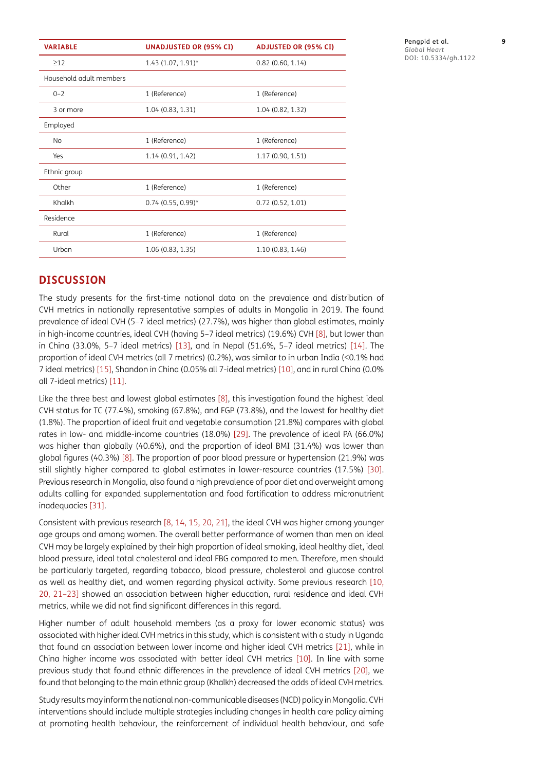| VARIABLE | UNADJUSTED OR (95% CI) | ADJUSTED OR (95% CI) |
|---|---|---|
| ≥12 | 1.43 (1.07, 1.91)* | 0.82 (0.60, 1.14) |
| Household adult members | | |
| 0–2 | 1 (Reference) | 1 (Reference) |
| 3 or more | 1.04 (0.83, 1.31) | 1.04 (0.82, 1.32) |
| Employed | | |
| No | 1 (Reference) | 1 (Reference) |
| Yes | 1.14 (0.91, 1.42) | 1.17 (0.90, 1.51) |
| Ethnic group | | |
| Other | 1 (Reference) | 1 (Reference) |
| Khalkh | 0.74 (0.55, 0.99)* | 0.72 (0.52, 1.01) |
| Residence | | |
| Rural | 1 (Reference) | 1 (Reference) |
| Urban | 1.06 (0.83, 1.35) | 1.10 (0.83, 1.46) |

## DISCUSSION

The study presents for the first-time national data on the prevalence and distribution of CVH metrics in nationally representative samples of adults in Mongolia in 2019. The found prevalence of ideal CVH (5–7 ideal metrics) (27.7%), was higher than global estimates, mainly in high-income countries, ideal CVH (having 5–7 ideal metrics) (19.6%) CVH [8], but lower than in China (33.0%, 5–7 ideal metrics) [13], and in Nepal (51.6%, 5–7 ideal metrics) [14]. The proportion of ideal CVH metrics (all 7 metrics) (0.2%), was similar to in urban India (<0.1% had 7 ideal metrics) [15], Shandon in China (0.05% all 7-ideal metrics) [10], and in rural China (0.0% all 7-ideal metrics) [11].

Like the three best and lowest global estimates [8], this investigation found the highest ideal CVH status for TC (77.4%), smoking (67.8%), and FGP (73.8%), and the lowest for healthy diet (1.8%). The proportion of ideal fruit and vegetable consumption (21.8%) compares with global rates in low- and middle-income countries (18.0%) [29]. The prevalence of ideal PA (66.0%) was higher than globally (40.6%), and the proportion of ideal BMI (31.4%) was lower than global figures (40.3%) [8]. The proportion of poor blood pressure or hypertension (21.9%) was still slightly higher compared to global estimates in lower-resource countries (17.5%) [30]. Previous research in Mongolia, also found a high prevalence of poor diet and overweight among adults calling for expanded supplementation and food fortification to address micronutrient inadequacies [31].

Consistent with previous research [8, 14, 15, 20, 21], the ideal CVH was higher among younger age groups and among women. The overall better performance of women than men on ideal CVH may be largely explained by their high proportion of ideal smoking, ideal healthy diet, ideal blood pressure, ideal total cholesterol and ideal FBG compared to men. Therefore, men should be particularly targeted, regarding tobacco, blood pressure, cholesterol and glucose control as well as healthy diet, and women regarding physical activity. Some previous research [10, 20, 21–23] showed an association between higher education, rural residence and ideal CVH metrics, while we did not find significant differences in this regard.

Higher number of adult household members (as a proxy for lower economic status) was associated with higher ideal CVH metrics in this study, which is consistent with a study in Uganda that found an association between lower income and higher ideal CVH metrics [21], while in China higher income was associated with better ideal CVH metrics [10]. In line with some previous study that found ethnic differences in the prevalence of ideal CVH metrics [20], we found that belonging to the main ethnic group (Khalkh) decreased the odds of ideal CVH metrics.

Study results may inform the national non-communicable diseases (NCD) policy in Mongolia. CVH interventions should include multiple strategies including changes in health care policy aiming at promoting health behaviour, the reinforcement of individual health behaviour, and safe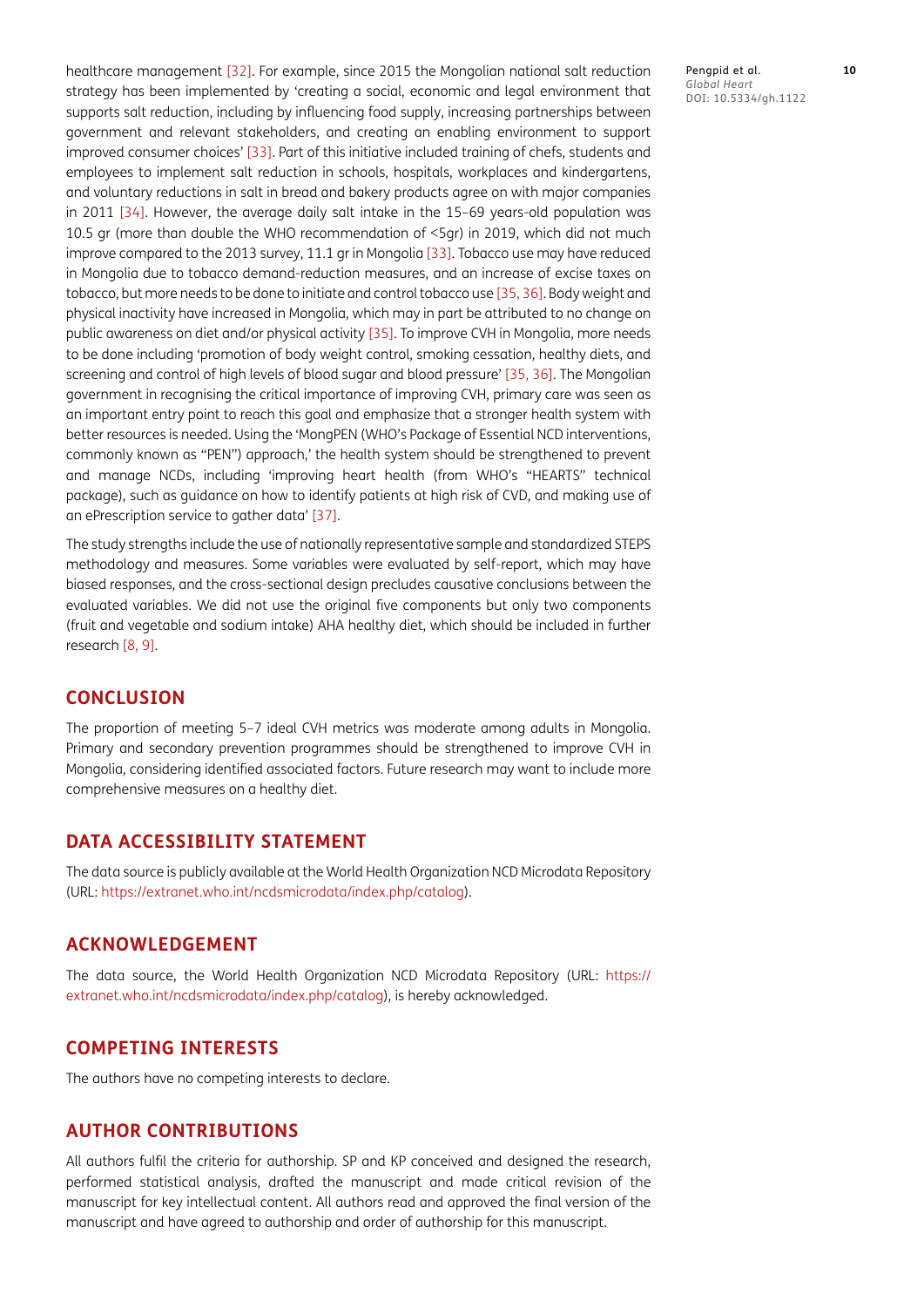healthcare management [32]. For example, since 2015 the Mongolian national salt reduction strategy has been implemented by 'creating a social, economic and legal environment that supports salt reduction, including by influencing food supply, increasing partnerships between government and relevant stakeholders, and creating an enabling environment to support improved consumer choices' [33]. Part of this initiative included training of chefs, students and employees to implement salt reduction in schools, hospitals, workplaces and kindergartens, and voluntary reductions in salt in bread and bakery products agree on with major companies in 2011 [34]. However, the average daily salt intake in the 15–69 years-old population was 10.5 gr (more than double the WHO recommendation of <5gr) in 2019, which did not much improve compared to the 2013 survey, 11.1 gr in Mongolia [33]. Tobacco use may have reduced in Mongolia due to tobacco demand-reduction measures, and an increase of excise taxes on tobacco, but more needs to be done to initiate and control tobacco use [35, 36]. Body weight and physical inactivity have increased in Mongolia, which may in part be attributed to no change on public awareness on diet and/or physical activity [35]. To improve CVH in Mongolia, more needs to be done including 'promotion of body weight control, smoking cessation, healthy diets, and screening and control of high levels of blood sugar and blood pressure' [35, 36]. The Mongolian government in recognising the critical importance of improving CVH, primary care was seen as an important entry point to reach this goal and emphasize that a stronger health system with better resources is needed. Using the 'MongPEN (WHO's Package of Essential NCD interventions, commonly known as "PEN") approach,' the health system should be strengthened to prevent and manage NCDs, including 'improving heart health (from WHO's "HEARTS" technical package), such as guidance on how to identify patients at high risk of CVD, and making use of an ePrescription service to gather data' [37].

The study strengths include the use of nationally representative sample and standardized STEPS methodology and measures. Some variables were evaluated by self-report, which may have biased responses, and the cross-sectional design precludes causative conclusions between the evaluated variables. We did not use the original five components but only two components (fruit and vegetable and sodium intake) AHA healthy diet, which should be included in further research [8, 9].

## CONCLUSION

The proportion of meeting 5–7 ideal CVH metrics was moderate among adults in Mongolia. Primary and secondary prevention programmes should be strengthened to improve CVH in Mongolia, considering identified associated factors. Future research may want to include more comprehensive measures on a healthy diet.

## DATA ACCESSIBILITY STATEMENT

The data source is publicly available at the World Health Organization NCD Microdata Repository (URL: https://extranet.who.int/ncdsmicrodata/index.php/catalog).

## ACKNOWLEDGEMENT

The data source, the World Health Organization NCD Microdata Repository (URL: https://extranet.who.int/ncdsmicrodata/index.php/catalog), is hereby acknowledged.

## COMPETING INTERESTS

The authors have no competing interests to declare.

## AUTHOR CONTRIBUTIONS

All authors fulfil the criteria for authorship. SP and KP conceived and designed the research, performed statistical analysis, drafted the manuscript and made critical revision of the manuscript for key intellectual content. All authors read and approved the final version of the manuscript and have agreed to authorship and order of authorship for this manuscript.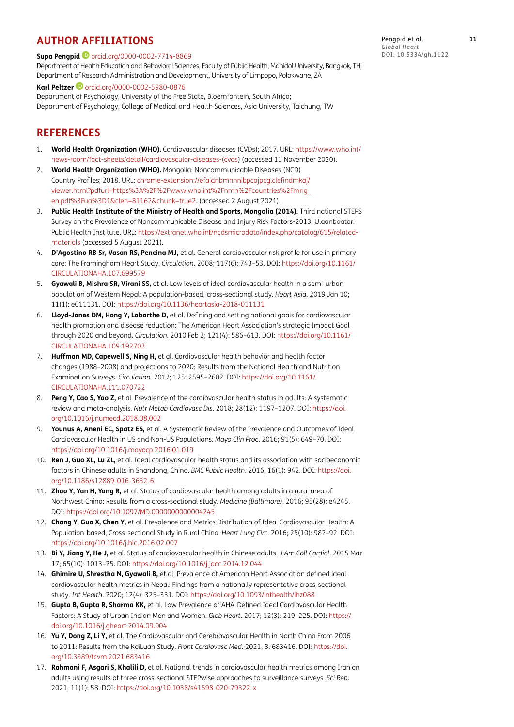## AUTHOR AFFILIATIONS

**Supa Pengpid** orcid.org/0000-0002-7714-8869

Department of Health Education and Behavioral Sciences, Faculty of Public Health, Mahidol University, Bangkok, TH; Department of Research Administration and Development, University of Limpopo, Polokwane, ZA

**Karl Peltzer** orcid.org/0000-0002-5980-0876

Department of Psychology, University of the Free State, Bloemfontein, South Africa; Department of Psychology, College of Medical and Health Sciences, Asia University, Taichung, TW

## REFERENCES

1. **World Health Organization (WHO).** Cardiovascular diseases (CVDs); 2017. URL: https://www.who.int/news-room/fact-sheets/detail/cardiovascular-diseases-(cvds) (accessed 11 November 2020).
2. **World Health Organization (WHO).** Mongolia: Noncommunicable Diseases (NCD) Country Profiles; 2018. URL: chrome-extension://efaidnbmnnnibpcajpcglclefindmkaj/viewer.html?pdfurl=https%3A%2F%2Fwww.who.int%2Fnmh%2Fcountries%2Fmng_en.pdf%3Fua%3D1&clen=81162&chunk=true2. (accessed 2 August 2021).
3. **Public Health Institute of the Ministry of Health and Sports, Mongolia (2014).** Third national STEPS Survey on the Prevalence of Noncommunicable Disease and Injury Risk Factors-2013. Ulaanbaatar: Public Health Institute. URL: https://extranet.who.int/ncdsmicrodata/index.php/catalog/615/related-materials (accessed 5 August 2021).
4. **D'Agostino RB Sr, Vasan RS, Pencina MJ,** et al. General cardiovascular risk profile for use in primary care: The Framingham Heart Study. *Circulation*. 2008; 117(6): 743–53. DOI: https://doi.org/10.1161/CIRCULATIONAHA.107.699579
5. **Gyawali B, Mishra SR, Virani SS,** et al. Low levels of ideal cardiovascular health in a semi-urban population of Western Nepal: A population-based, cross-sectional study. *Heart Asia*. 2019 Jan 10; 11(1): e011131. DOI: https://doi.org/10.1136/heartasia-2018-011131
6. **Lloyd-Jones DM, Hong Y, Labarthe D,** et al. Defining and setting national goals for cardiovascular health promotion and disease reduction: The American Heart Association's strategic Impact Goal through 2020 and beyond. *Circulation*. 2010 Feb 2; 121(4): 586–613. DOI: https://doi.org/10.1161/CIRCULATIONAHA.109.192703
7. **Huffman MD, Capewell S, Ning H,** et al. Cardiovascular health behavior and health factor changes (1988–2008) and projections to 2020: Results from the National Health and Nutrition Examination Surveys. *Circulation*. 2012; 125: 2595–2602. DOI: https://doi.org/10.1161/CIRCULATIONAHA.111.070722
8. **Peng Y, Cao S, Yao Z,** et al. Prevalence of the cardiovascular health status in adults: A systematic review and meta-analysis. *Nutr Metab Cardiovasc Dis*. 2018; 28(12): 1197–1207. DOI: https://doi.org/10.1016/j.numecd.2018.08.002
9. **Younus A, Aneni EC, Spatz ES,** et al. A Systematic Review of the Prevalence and Outcomes of Ideal Cardiovascular Health in US and Non-US Populations. *Mayo Clin Proc*. 2016; 91(5): 649–70. DOI: https://doi.org/10.1016/j.mayocp.2016.01.019
10. **Ren J, Guo XL, Lu ZL,** et al. Ideal cardiovascular health status and its association with socioeconomic factors in Chinese adults in Shandong, China. *BMC Public Health*. 2016; 16(1): 942. DOI: https://doi.org/10.1186/s12889-016-3632-6
11. **Zhao Y, Yan H, Yang R,** et al. Status of cardiovascular health among adults in a rural area of Northwest China: Results from a cross-sectional study. *Medicine (Baltimore)*. 2016; 95(28): e4245. DOI: https://doi.org/10.1097/MD.0000000000004245
12. **Chang Y, Guo X, Chen Y,** et al. Prevalence and Metrics Distribution of Ideal Cardiovascular Health: A Population-based, Cross-sectional Study in Rural China. *Heart Lung Circ*. 2016; 25(10): 982–92. DOI: https://doi.org/10.1016/j.hlc.2016.02.007
13. **Bi Y, Jiang Y, He J,** et al. Status of cardiovascular health in Chinese adults. *J Am Coll Cardiol*. 2015 Mar 17; 65(10): 1013–25. DOI: https://doi.org/10.1016/j.jacc.2014.12.044
14. **Ghimire U, Shrestha N, Gyawali B,** et al. Prevalence of American Heart Association defined ideal cardiovascular health metrics in Nepal: Findings from a nationally representative cross-sectional study. *Int Health*. 2020; 12(4): 325–331. DOI: https://doi.org/10.1093/inthealth/ihz088
15. **Gupta B, Gupta R, Sharma KK,** et al. Low Prevalence of AHA-Defined Ideal Cardiovascular Health Factors: A Study of Urban Indian Men and Women. *Glob Heart*. 2017; 12(3): 219–225. DOI: https://doi.org/10.1016/j.gheart.2014.09.004
16. **Yu Y, Dong Z, Li Y,** et al. The Cardiovascular and Cerebrovascular Health in North China From 2006 to 2011: Results from the KaiLuan Study. *Front Cardiovasc Med*. 2021; 8: 683416. DOI: https://doi.org/10.3389/fcvm.2021.683416
17. **Rahmani F, Asgari S, Khalili D,** et al. National trends in cardiovascular health metrics among Iranian adults using results of three cross-sectional STEPwise approaches to surveillance surveys. *Sci Rep*. 2021; 11(1): 58. DOI: https://doi.org/10.1038/s41598-020-79322-x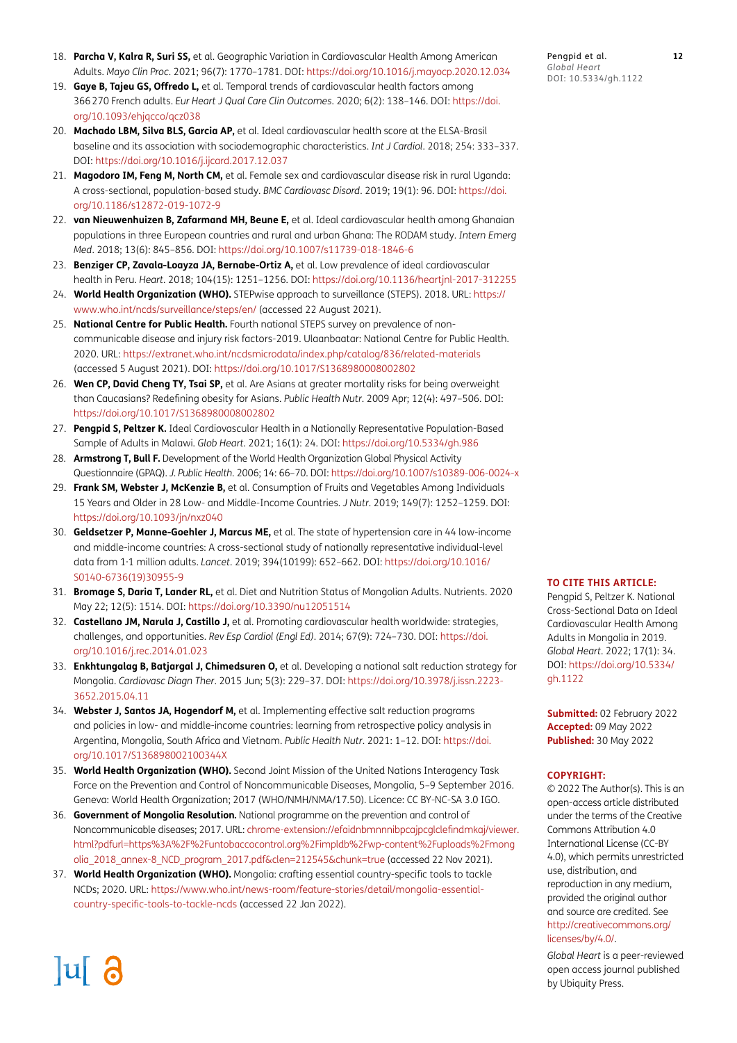18. **Parcha V, Kalra R, Suri SS,** et al. Geographic Variation in Cardiovascular Health Among American Adults. *Mayo Clin Proc*. 2021; 96(7): 1770–1781. DOI: https://doi.org/10.1016/j.mayocp.2020.12.034
19. **Gaye B, Tajeu GS, Offredo L,** et al. Temporal trends of cardiovascular health factors among 366 270 French adults. *Eur Heart J Qual Care Clin Outcomes*. 2020; 6(2): 138–146. DOI: https://doi.org/10.1093/ehjqcco/qcz038
20. **Machado LBM, Silva BLS, Garcia AP,** et al. Ideal cardiovascular health score at the ELSA-Brasil baseline and its association with sociodemographic characteristics. *Int J Cardiol*. 2018; 254: 333–337. DOI: https://doi.org/10.1016/j.ijcard.2017.12.037
21. **Magodoro IM, Feng M, North CM,** et al. Female sex and cardiovascular disease risk in rural Uganda: A cross-sectional, population-based study. *BMC Cardiovasc Disord*. 2019; 19(1): 96. DOI: https://doi.org/10.1186/s12872-019-1072-9
22. **van Nieuwenhuizen B, Zafarmand MH, Beune E,** et al. Ideal cardiovascular health among Ghanaian populations in three European countries and rural and urban Ghana: The RODAM study. *Intern Emerg Med*. 2018; 13(6): 845–856. DOI: https://doi.org/10.1007/s11739-018-1846-6
23. **Benziger CP, Zavala-Loayza JA, Bernabe-Ortiz A,** et al. Low prevalence of ideal cardiovascular health in Peru. *Heart*. 2018; 104(15): 1251–1256. DOI: https://doi.org/10.1136/heartjnl-2017-312255
24. **World Health Organization (WHO).** STEPwise approach to surveillance (STEPS). 2018. URL: https://www.who.int/ncds/surveillance/steps/en/ (accessed 22 August 2021).
25. **National Centre for Public Health.** Fourth national STEPS survey on prevalence of non-communicable disease and injury risk factors-2019. Ulaanbaatar: National Centre for Public Health. 2020. URL: https://extranet.who.int/ncdsmicrodata/index.php/catalog/836/related-materials (accessed 5 August 2021). DOI: https://doi.org/10.1017/S1368980008002802
26. **Wen CP, David Cheng TY, Tsai SP,** et al. Are Asians at greater mortality risks for being overweight than Caucasians? Redefining obesity for Asians. *Public Health Nutr*. 2009 Apr; 12(4): 497–506. DOI: https://doi.org/10.1017/S1368980008002802
27. **Pengpid S, Peltzer K.** Ideal Cardiovascular Health in a Nationally Representative Population-Based Sample of Adults in Malawi. *Glob Heart*. 2021; 16(1): 24. DOI: https://doi.org/10.5334/gh.986
28. **Armstrong T, Bull F.** Development of the World Health Organization Global Physical Activity Questionnaire (GPAQ). *J. Public Health*. 2006; 14: 66–70. DOI: https://doi.org/10.1007/s10389-006-0024-x
29. **Frank SM, Webster J, McKenzie B,** et al. Consumption of Fruits and Vegetables Among Individuals 15 Years and Older in 28 Low- and Middle-Income Countries. *J Nutr*. 2019; 149(7): 1252–1259. DOI: https://doi.org/10.1093/jn/nxz040
30. **Geldsetzer P, Manne-Goehler J, Marcus ME,** et al. The state of hypertension care in 44 low-income and middle-income countries: A cross-sectional study of nationally representative individual-level data from 1·1 million adults. *Lancet*. 2019; 394(10199): 652–662. DOI: https://doi.org/10.1016/S0140-6736(19)30955-9
31. **Bromage S, Daria T, Lander RL,** et al. Diet and Nutrition Status of Mongolian Adults. Nutrients. 2020 May 22; 12(5): 1514. DOI: https://doi.org/10.3390/nu12051514
32. **Castellano JM, Narula J, Castillo J,** et al. Promoting cardiovascular health worldwide: strategies, challenges, and opportunities. *Rev Esp Cardiol (Engl Ed)*. 2014; 67(9): 724–730. DOI: https://doi.org/10.1016/j.rec.2014.01.023
33. **Enkhtungalag B, Batjargal J, Chimedsuren O,** et al. Developing a national salt reduction strategy for Mongolia. *Cardiovasc Diagn Ther*. 2015 Jun; 5(3): 229–37. DOI: https://doi.org/10.3978/j.issn.2223-3652.2015.04.11
34. **Webster J, Santos JA, Hogendorf M,** et al. Implementing effective salt reduction programs and policies in low- and middle-income countries: learning from retrospective policy analysis in Argentina, Mongolia, South Africa and Vietnam. *Public Health Nutr*. 2021: 1–12. DOI: https://doi.org/10.1017/S136898002100344X
35. **World Health Organization (WHO).** Second Joint Mission of the United Nations Interagency Task Force on the Prevention and Control of Noncommunicable Diseases, Mongolia, 5–9 September 2016. Geneva: World Health Organization; 2017 (WHO/NMH/NMA/17.50). Licence: CC BY-NC-SA 3.0 IGO.
36. **Government of Mongolia Resolution.** National programme on the prevention and control of Noncommunicable diseases; 2017. URL: chrome-extension://efaidnbmnnnibpcajpcglclefindmkaj/viewer.html?pdfurl=https%3A%2F%2Funtobaccocontrol.org%2Fimpldb%2Fwp-content%2Fuploads%2Fmongolia_2018_annex-8_NCD_program_2017.pdf&clen=212545&chunk=true (accessed 22 Nov 2021).
37. **World Health Organization (WHO).** Mongolia: crafting essential country-specific tools to tackle NCDs; 2020. URL: https://www.who.int/news-room/feature-stories/detail/mongolia-essential-country-specific-tools-to-tackle-ncds (accessed 22 Jan 2022).

**TO CITE THIS ARTICLE:**

Pengpid S, Peltzer K. National Cross-Sectional Data on Ideal Cardiovascular Health Among Adults in Mongolia in 2019. *Global Heart*. 2022; 17(1): 34. DOI: https://doi.org/10.5334/gh.1122

**Submitted:** 02 February 2022
**Accepted:** 09 May 2022
**Published:** 30 May 2022

**COPYRIGHT:**

© 2022 The Author(s). This is an open-access article distributed under the terms of the Creative Commons Attribution 4.0 International License (CC-BY 4.0), which permits unrestricted use, distribution, and reproduction in any medium, provided the original author and source are credited. See http://creativecommons.org/licenses/by/4.0/.

*Global Heart* is a peer-reviewed open access journal published by Ubiquity Press.